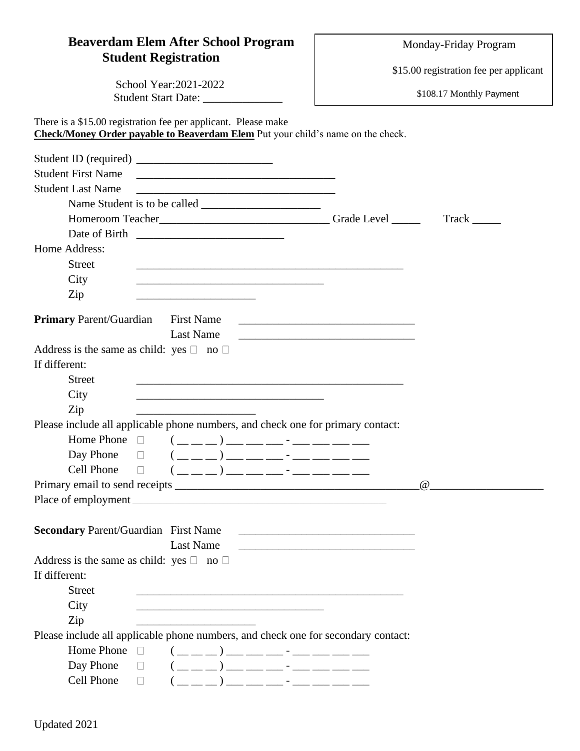# Beaverdam Elem After School Program
## Student Registration

School Year:2021-2022
Student Start Date: ______________

Monday-Friday Program

$15.00 registration fee per applicant

$108.17 Monthly Payment

There is a $15.00 registration fee per applicant. Please make
**Check/Money Order payable to Beaverdam Elem** Put your child's name on the check.

Student ID (required) ________________________
Student First Name ___________________________________
Student Last Name ___________________________________
Name Student is to be called _____________________
Homeroom Teacher______________________________ Grade Level _____ Track _____
Date of Birth _________________________

Home Address:
Street _______________________________________________
City _________________________________
Zip _____________________

**Primary** Parent/Guardian First Name _______________________________
Last Name _______________________________

Address is the same as child: yes ☐ no ☐
If different:
Street _______________________________________________
City _________________________________
Zip _____________________

Please include all applicable phone numbers, and check one for primary contact:
Home Phone ☐ ( __ __ __ ) ___ ___ ___ - ___ ___ ___ ___
Day Phone ☐ ( __ __ __ ) ___ ___ ___ - ___ ___ ___ ___
Cell Phone ☐ ( __ __ __ ) ___ ___ ___ - ___ ___ ___ ___

Primary email to send receipts ____________________________________________@____________________
Place of employment _____________________________________________

**Secondary** Parent/Guardian First Name _______________________________
Last Name _______________________________

Address is the same as child: yes ☐ no ☐
If different:
Street _______________________________________________
City _________________________________
Zip _____________________

Please include all applicable phone numbers, and check one for secondary contact:
Home Phone ☐ ( __ __ __ ) ___ ___ ___ - ___ ___ ___ ___
Day Phone ☐ ( __ __ __ ) ___ ___ ___ - ___ ___ ___ ___
Cell Phone ☐ ( __ __ __ ) ___ ___ ___ - ___ ___ ___ ___

Updated 2021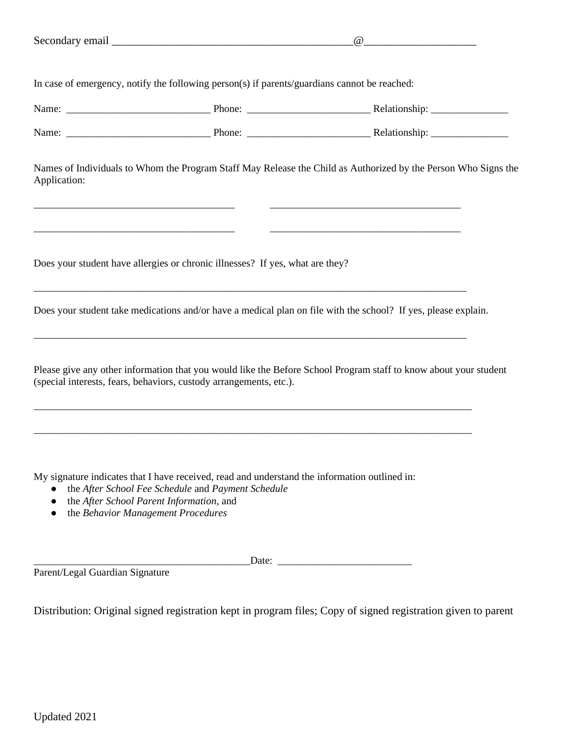Secondary email ____________________________________________@____________________

In case of emergency, notify the following person(s) if parents/guardians cannot be reached:

Name: ____________________________ Phone: ________________________ Relationship: _______________

Name: ____________________________ Phone: ________________________ Relationship: _______________

Names of Individuals to Whom the Program Staff May Release the Child as Authorized by the Person Who Signs the Application:

_______________________________________ _____________________________________

_______________________________________ _____________________________________

Does your student have allergies or chronic illnesses? If yes, what are they?

____________________________________________________________________________________

Does your student take medications and/or have a medical plan on file with the school? If yes, please explain.

____________________________________________________________________________________

Please give any other information that you would like the Before School Program staff to know about your student (special interests, fears, behaviors, custody arrangements, etc.).

_____________________________________________________________________________________

_____________________________________________________________________________________

My signature indicates that I have received, read and understand the information outlined in:

- the *After School Fee Schedule* and *Payment Schedule*
- the *After School Parent Information*, and
- the *Behavior Management Procedures*

__________________________________________Date: __________________________
Parent/Legal Guardian Signature

Distribution: Original signed registration kept in program files; Copy of signed registration given to parent

Updated 2021